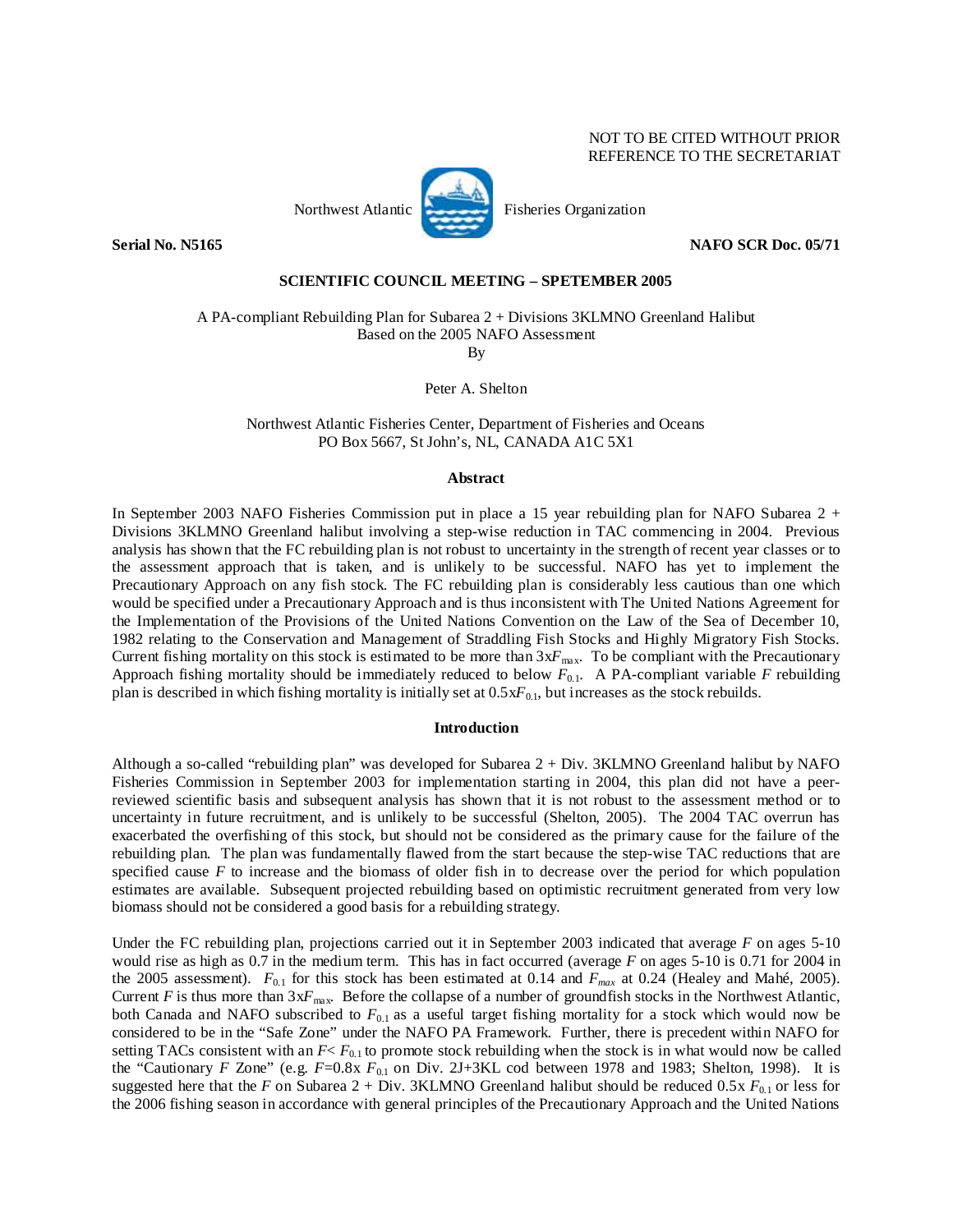NOT TO BE CITED WITHOUT PRIOR REFERENCE TO THE SECRETARIAT

Northwest Atlantic Fisheries Organization

**Serial No. N5165** **NAFO SCR Doc. 05/71**

**SCIENTIFIC COUNCIL MEETING – SPETEMBER 2005**

A PA-compliant Rebuilding Plan for Subarea 2 + Divisions 3KLMNO Greenland Halibut Based on the 2005 NAFO Assessment

By

Peter A. Shelton

Northwest Atlantic Fisheries Center, Department of Fisheries and Oceans
PO Box 5667, St John's, NL, CANADA A1C 5X1

## Abstract

In September 2003 NAFO Fisheries Commission put in place a 15 year rebuilding plan for NAFO Subarea 2 + Divisions 3KLMNO Greenland halibut involving a step-wise reduction in TAC commencing in 2004. Previous analysis has shown that the FC rebuilding plan is not robust to uncertainty in the strength of recent year classes or to the assessment approach that is taken, and is unlikely to be successful. NAFO has yet to implement the Precautionary Approach on any fish stock. The FC rebuilding plan is considerably less cautious than one which would be specified under a Precautionary Approach and is thus inconsistent with The United Nations Agreement for the Implementation of the Provisions of the United Nations Convention on the Law of the Sea of December 10, 1982 relating to the Conservation and Management of Straddling Fish Stocks and Highly Migratory Fish Stocks. Current fishing mortality on this stock is estimated to be more than $3xF_{max}$. To be compliant with the Precautionary Approach fishing mortality should be immediately reduced to below $F_{0.1}$. A PA-compliant variable $F$ rebuilding plan is described in which fishing mortality is initially set at $0.5xF_{0.1}$, but increases as the stock rebuilds.

## Introduction

Although a so-called "rebuilding plan" was developed for Subarea 2 + Div. 3KLMNO Greenland halibut by NAFO Fisheries Commission in September 2003 for implementation starting in 2004, this plan did not have a peer-reviewed scientific basis and subsequent analysis has shown that it is not robust to the assessment method or to uncertainty in future recruitment, and is unlikely to be successful (Shelton, 2005). The 2004 TAC overrun has exacerbated the overfishing of this stock, but should not be considered as the primary cause for the failure of the rebuilding plan. The plan was fundamentally flawed from the start because the step-wise TAC reductions that are specified cause $F$ to increase and the biomass of older fish in to decrease over the period for which population estimates are available. Subsequent projected rebuilding based on optimistic recruitment generated from very low biomass should not be considered a good basis for a rebuilding strategy.

Under the FC rebuilding plan, projections carried out it in September 2003 indicated that average $F$ on ages 5-10 would rise as high as 0.7 in the medium term. This has in fact occurred (average $F$ on ages 5-10 is 0.71 for 2004 in the 2005 assessment). $F_{0.1}$ for this stock has been estimated at 0.14 and $F_{max}$ at 0.24 (Healey and Mahé, 2005). Current $F$ is thus more than $3xF_{max}$. Before the collapse of a number of groundfish stocks in the Northwest Atlantic, both Canada and NAFO subscribed to $F_{0.1}$ as a useful target fishing mortality for a stock which would now be considered to be in the "Safe Zone" under the NAFO PA Framework. Further, there is precedent within NAFO for setting TACs consistent with an $F< F_{0.1}$ to promote stock rebuilding when the stock is in what would now be called the "Cautionary $F$ Zone" (e.g. $F$=0.8x $F_{0.1}$ on Div. 2J+3KL cod between 1978 and 1983; Shelton, 1998). It is suggested here that the $F$ on Subarea 2 + Div. 3KLMNO Greenland halibut should be reduced 0.5x $F_{0.1}$ or less for the 2006 fishing season in accordance with general principles of the Precautionary Approach and the United Nations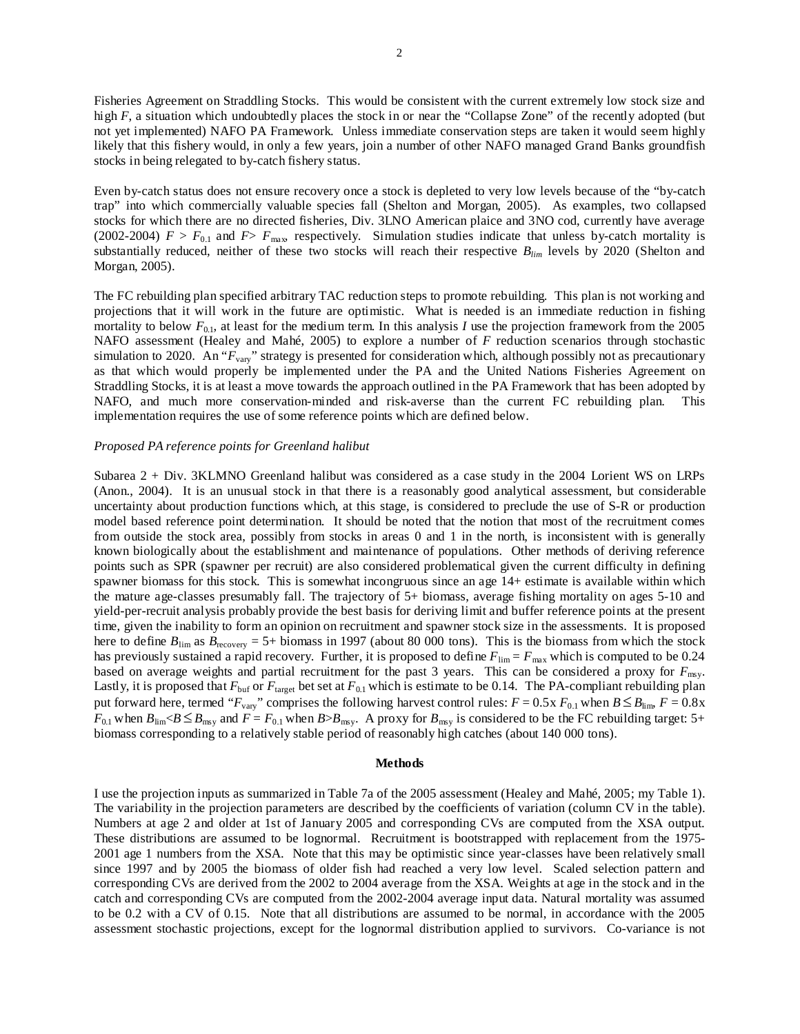Fisheries Agreement on Straddling Stocks. This would be consistent with the current extremely low stock size and high *F*, a situation which undoubtedly places the stock in or near the "Collapse Zone" of the recently adopted (but not yet implemented) NAFO PA Framework. Unless immediate conservation steps are taken it would seem highly likely that this fishery would, in only a few years, join a number of other NAFO managed Grand Banks groundfish stocks in being relegated to by-catch fishery status.

Even by-catch status does not ensure recovery once a stock is depleted to very low levels because of the "by-catch trap" into which commercially valuable species fall (Shelton and Morgan, 2005). As examples, two collapsed stocks for which there are no directed fisheries, Div. 3LNO American plaice and 3NO cod, currently have average (2002-2004) $F > F_{0.1}$ and $F > F_{max}$, respectively. Simulation studies indicate that unless by-catch mortality is substantially reduced, neither of these two stocks will reach their respective $B_{lim}$ levels by 2020 (Shelton and Morgan, 2005).

The FC rebuilding plan specified arbitrary TAC reduction steps to promote rebuilding. This plan is not working and projections that it will work in the future are optimistic. What is needed is an immediate reduction in fishing mortality to below $F_{0.1}$, at least for the medium term. In this analysis *I* use the projection framework from the 2005 NAFO assessment (Healey and Mahé, 2005) to explore a number of *F* reduction scenarios through stochastic simulation to 2020. An "$F_{vary}$" strategy is presented for consideration which, although possibly not as precautionary as that which would properly be implemented under the PA and the United Nations Fisheries Agreement on Straddling Stocks, it is at least a move towards the approach outlined in the PA Framework that has been adopted by NAFO, and much more conservation-minded and risk-averse than the current FC rebuilding plan. This implementation requires the use of some reference points which are defined below.

*Proposed PA reference points for Greenland halibut*

Subarea 2 + Div. 3KLMNO Greenland halibut was considered as a case study in the 2004 Lorient WS on LRPs (Anon., 2004). It is an unusual stock in that there is a reasonably good analytical assessment, but considerable uncertainty about production functions which, at this stage, is considered to preclude the use of S-R or production model based reference point determination. It should be noted that the notion that most of the recruitment comes from outside the stock area, possibly from stocks in areas 0 and 1 in the north, is inconsistent with is generally known biologically about the establishment and maintenance of populations. Other methods of deriving reference points such as SPR (spawner per recruit) are also considered problematical given the current difficulty in defining spawner biomass for this stock. This is somewhat incongruous since an age 14+ estimate is available within which the mature age-classes presumably fall. The trajectory of 5+ biomass, average fishing mortality on ages 5-10 and yield-per-recruit analysis probably provide the best basis for deriving limit and buffer reference points at the present time, given the inability to form an opinion on recruitment and spawner stock size in the assessments. It is proposed here to define $B_{lim}$ as $B_{recovery}$ = 5+ biomass in 1997 (about 80 000 tons). This is the biomass from which the stock has previously sustained a rapid recovery. Further, it is proposed to define $F_{lim} = F_{max}$ which is computed to be 0.24 based on average weights and partial recruitment for the past 3 years. This can be considered a proxy for $F_{msy}$. Lastly, it is proposed that $F_{buf}$ or $F_{target}$ bet set at $F_{0.1}$ which is estimate to be 0.14. The PA-compliant rebuilding plan put forward here, termed "$F_{vary}$" comprises the following harvest control rules: $F = 0.5\text{x}\ F_{0.1}$ when $B \leq B_{lim}$, $F = 0.8\text{x}\ F_{0.1}$ when $B_{lim} < B \leq B_{msy}$ and $F = F_{0.1}$ when $B > B_{msy}$. A proxy for $B_{msy}$ is considered to be the FC rebuilding target: 5+ biomass corresponding to a relatively stable period of reasonably high catches (about 140 000 tons).

## Methods

I use the projection inputs as summarized in Table 7a of the 2005 assessment (Healey and Mahé, 2005; my Table 1). The variability in the projection parameters are described by the coefficients of variation (column CV in the table). Numbers at age 2 and older at 1st of January 2005 and corresponding CVs are computed from the XSA output. These distributions are assumed to be lognormal. Recruitment is bootstrapped with replacement from the 1975-2001 age 1 numbers from the XSA. Note that this may be optimistic since year-classes have been relatively small since 1997 and by 2005 the biomass of older fish had reached a very low level. Scaled selection pattern and corresponding CVs are derived from the 2002 to 2004 average from the XSA. Weights at age in the stock and in the catch and corresponding CVs are computed from the 2002-2004 average input data. Natural mortality was assumed to be 0.2 with a CV of 0.15. Note that all distributions are assumed to be normal, in accordance with the 2005 assessment stochastic projections, except for the lognormal distribution applied to survivors. Co-variance is not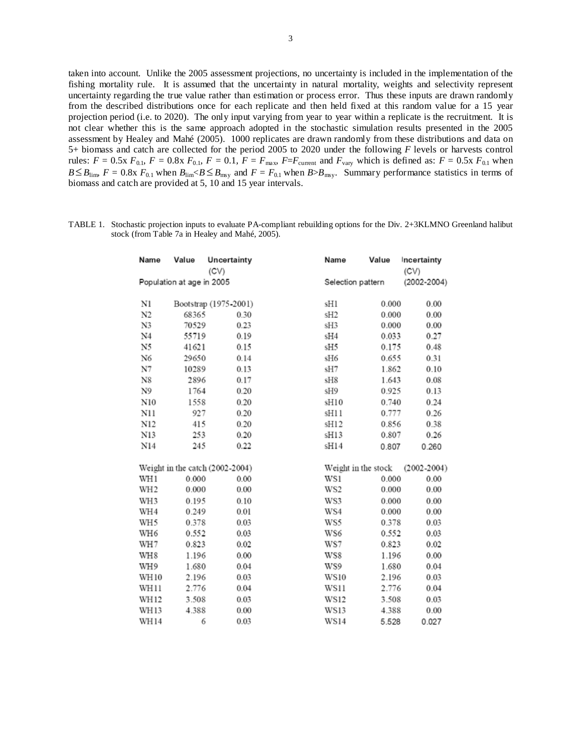taken into account. Unlike the 2005 assessment projections, no uncertainty is included in the implementation of the fishing mortality rule. It is assumed that the uncertainty in natural mortality, weights and selectivity represent uncertainty regarding the true value rather than estimation or process error. Thus these inputs are drawn randomly from the described distributions once for each replicate and then held fixed at this random value for a 15 year projection period (i.e. to 2020). The only input varying from year to year within a replicate is the recruitment. It is not clear whether this is the same approach adopted in the stochastic simulation results presented in the 2005 assessment by Healey and Mahé (2005). 1000 replicates are drawn randomly from these distributions and data on 5+ biomass and catch are collected for the period 2005 to 2020 under the following $F$ levels or harvests control rules: $F = 0.5\text{x } F_{0.1}$, $F = 0.8\text{x } F_{0.1}$, $F = 0.1$, $F = F_{max}$, $F = F_{current}$ and $F_{vary}$ which is defined as: $F = 0.5\text{x } F_{0.1}$ when $B \leq B_{lim}$, $F = 0.8\text{x } F_{0.1}$ when $B_{lim} < B \leq B_{msy}$ and $F = F_{0.1}$ when $B > B_{msy}$. Summary performance statistics in terms of biomass and catch are provided at 5, 10 and 15 year intervals.

TABLE 1. Stochastic projection inputs to evaluate PA-compliant rebuilding options for the Div. 2+3KLMNO Greenland halibut stock (from Table 7a in Healey and Mahé, 2005).

| Name | Value | Uncertainty (CV) | Name | Value | Incertainty (CV) |
|---|---|---|---|---|---|
| Population at age in 2005 | | | Selection pattern | | (2002-2004) |
| N1 | Bootstrap (1975-2001) | | sH1 | 0.000 | 0.00 |
| N2 | 68365 | 0.30 | sH2 | 0.000 | 0.00 |
| N3 | 70529 | 0.23 | sH3 | 0.000 | 0.00 |
| N4 | 55719 | 0.19 | sH4 | 0.033 | 0.27 |
| N5 | 41621 | 0.15 | sH5 | 0.175 | 0.48 |
| N6 | 29650 | 0.14 | sH6 | 0.655 | 0.31 |
| N7 | 10289 | 0.13 | sH7 | 1.862 | 0.10 |
| N8 | 2896 | 0.17 | sH8 | 1.643 | 0.08 |
| N9 | 1764 | 0.20 | sH9 | 0.925 | 0.13 |
| N10 | 1558 | 0.20 | sH10 | 0.740 | 0.24 |
| N11 | 927 | 0.20 | sH11 | 0.777 | 0.26 |
| N12 | 415 | 0.20 | sH12 | 0.856 | 0.38 |
| N13 | 253 | 0.20 | sH13 | 0.807 | 0.26 |
| N14 | 245 | 0.22 | sH14 | 0.807 | 0.260 |
| Weight in the catch (2002-2004) | | | Weight in the stock | | (2002-2004) |
| WH1 | 0.000 | 0.00 | WS1 | 0.000 | 0.00 |
| WH2 | 0.000 | 0.00 | WS2 | 0.000 | 0.00 |
| WH3 | 0.195 | 0.10 | WS3 | 0.000 | 0.00 |
| WH4 | 0.249 | 0.01 | WS4 | 0.000 | 0.00 |
| WH5 | 0.378 | 0.03 | WS5 | 0.378 | 0.03 |
| WH6 | 0.552 | 0.03 | WS6 | 0.552 | 0.03 |
| WH7 | 0.823 | 0.02 | WS7 | 0.823 | 0.02 |
| WH8 | 1.196 | 0.00 | WS8 | 1.196 | 0.00 |
| WH9 | 1.680 | 0.04 | WS9 | 1.680 | 0.04 |
| WH10 | 2.196 | 0.03 | WS10 | 2.196 | 0.03 |
| WH11 | 2.776 | 0.04 | WS11 | 2.776 | 0.04 |
| WH12 | 3.508 | 0.03 | WS12 | 3.508 | 0.03 |
| WH13 | 4.388 | 0.00 | WS13 | 4.388 | 0.00 |
| WH14 | 6 | 0.03 | WS14 | 5.528 | 0.027 |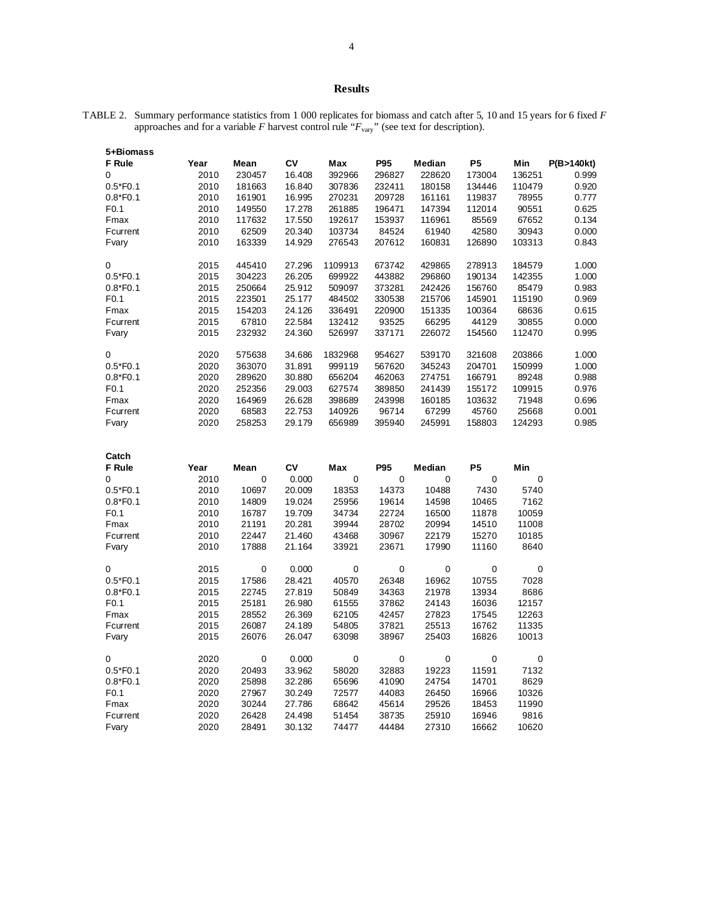## Results

TABLE 2. Summary performance statistics from 1 000 replicates for biomass and catch after 5, 10 and 15 years for 6 fixed $F$ approaches and for a variable $F$ harvest control rule "$F_{vary}$" (see text for description).

**5+Biomass**

| F Rule | Year | Mean | CV | Max | P95 | Median | P5 | Min | P(B>140kt) |
|---|---|---|---|---|---|---|---|---|---|
| 0 | 2010 | 230457 | 16.408 | 392966 | 296827 | 228620 | 173004 | 136251 | 0.999 |
| 0.5*F0.1 | 2010 | 181663 | 16.840 | 307836 | 232411 | 180158 | 134446 | 110479 | 0.920 |
| 0.8*F0.1 | 2010 | 161901 | 16.995 | 270231 | 209728 | 161161 | 119837 | 78955 | 0.777 |
| F0.1 | 2010 | 149550 | 17.278 | 261885 | 196471 | 147394 | 112014 | 90551 | 0.625 |
| Fmax | 2010 | 117632 | 17.550 | 192617 | 153937 | 116961 | 85569 | 67652 | 0.134 |
| Fcurrent | 2010 | 62509 | 20.340 | 103734 | 84524 | 61940 | 42580 | 30943 | 0.000 |
| Fvary | 2010 | 163339 | 14.929 | 276543 | 207612 | 160831 | 126890 | 103313 | 0.843 |
| | | | | | | | | | |
| 0 | 2015 | 445410 | 27.296 | 1109913 | 673742 | 429865 | 278913 | 184579 | 1.000 |
| 0.5*F0.1 | 2015 | 304223 | 26.205 | 699922 | 443882 | 296860 | 190134 | 142355 | 1.000 |
| 0.8*F0.1 | 2015 | 250664 | 25.912 | 509097 | 373281 | 242426 | 156760 | 85479 | 0.983 |
| F0.1 | 2015 | 223501 | 25.177 | 484502 | 330538 | 215706 | 145901 | 115190 | 0.969 |
| Fmax | 2015 | 154203 | 24.126 | 336491 | 220900 | 151335 | 100364 | 68636 | 0.615 |
| Fcurrent | 2015 | 67810 | 22.584 | 132412 | 93525 | 66295 | 44129 | 30855 | 0.000 |
| Fvary | 2015 | 232932 | 24.360 | 526997 | 337171 | 226072 | 154560 | 112470 | 0.995 |
| | | | | | | | | | |
| 0 | 2020 | 575638 | 34.686 | 1832968 | 954627 | 539170 | 321608 | 203866 | 1.000 |
| 0.5*F0.1 | 2020 | 363070 | 31.891 | 999119 | 567620 | 345243 | 204701 | 150999 | 1.000 |
| 0.8*F0.1 | 2020 | 289620 | 30.880 | 656204 | 462063 | 274751 | 166791 | 89248 | 0.988 |
| F0.1 | 2020 | 252356 | 29.003 | 627574 | 389850 | 241439 | 155172 | 109915 | 0.976 |
| Fmax | 2020 | 164969 | 26.628 | 398689 | 243998 | 160185 | 103632 | 71948 | 0.696 |
| Fcurrent | 2020 | 68583 | 22.753 | 140926 | 96714 | 67299 | 45760 | 25668 | 0.001 |
| Fvary | 2020 | 258253 | 29.179 | 656989 | 395940 | 245991 | 158803 | 124293 | 0.985 |

**Catch**

| F Rule | Year | Mean | CV | Max | P95 | Median | P5 | Min |
|---|---|---|---|---|---|---|---|---|
| 0 | 2010 | 0 | 0.000 | 0 | 0 | 0 | 0 | 0 |
| 0.5*F0.1 | 2010 | 10697 | 20.009 | 18353 | 14373 | 10488 | 7430 | 5740 |
| 0.8*F0.1 | 2010 | 14809 | 19.024 | 25956 | 19614 | 14598 | 10465 | 7162 |
| F0.1 | 2010 | 16787 | 19.709 | 34734 | 22724 | 16500 | 11878 | 10059 |
| Fmax | 2010 | 21191 | 20.281 | 39944 | 28702 | 20994 | 14510 | 11008 |
| Fcurrent | 2010 | 22447 | 21.460 | 43468 | 30967 | 22179 | 15270 | 10185 |
| Fvary | 2010 | 17888 | 21.164 | 33921 | 23671 | 17990 | 11160 | 8640 |
| | | | | | | | | |
| 0 | 2015 | 0 | 0.000 | 0 | 0 | 0 | 0 | 0 |
| 0.5*F0.1 | 2015 | 17586 | 28.421 | 40570 | 26348 | 16962 | 10755 | 7028 |
| 0.8*F0.1 | 2015 | 22745 | 27.819 | 50849 | 34363 | 21978 | 13934 | 8686 |
| F0.1 | 2015 | 25181 | 26.980 | 61555 | 37862 | 24143 | 16036 | 12157 |
| Fmax | 2015 | 28552 | 26.369 | 62105 | 42457 | 27823 | 17545 | 12263 |
| Fcurrent | 2015 | 26087 | 24.189 | 54805 | 37821 | 25513 | 16762 | 11335 |
| Fvary | 2015 | 26076 | 26.047 | 63098 | 38967 | 25403 | 16826 | 10013 |
| | | | | | | | | |
| 0 | 2020 | 0 | 0.000 | 0 | 0 | 0 | 0 | 0 |
| 0.5*F0.1 | 2020 | 20493 | 33.962 | 58020 | 32883 | 19223 | 11591 | 7132 |
| 0.8*F0.1 | 2020 | 25898 | 32.286 | 65696 | 41090 | 24754 | 14701 | 8629 |
| F0.1 | 2020 | 27967 | 30.249 | 72577 | 44083 | 26450 | 16966 | 10326 |
| Fmax | 2020 | 30244 | 27.786 | 68642 | 45614 | 29526 | 18453 | 11990 |
| Fcurrent | 2020 | 26428 | 24.498 | 51454 | 38735 | 25910 | 16946 | 9816 |
| Fvary | 2020 | 28491 | 30.132 | 74477 | 44484 | 27310 | 16662 | 10620 |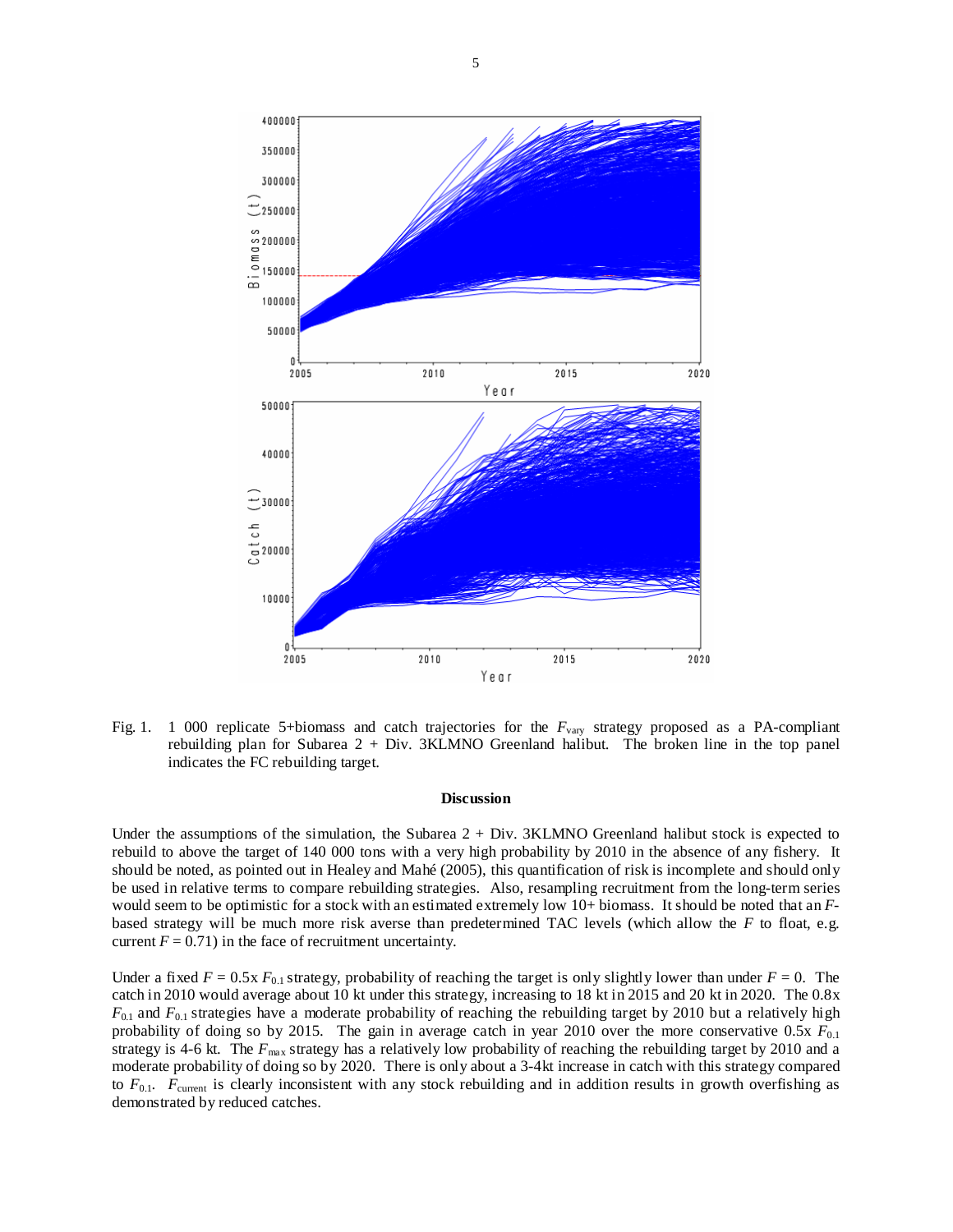Fig. 1. 1 000 replicate 5+biomass and catch trajectories for the $F_{vary}$ strategy proposed as a PA-compliant rebuilding plan for Subarea 2 + Div. 3KLMNO Greenland halibut. The broken line in the top panel indicates the FC rebuilding target.

## Discussion

Under the assumptions of the simulation, the Subarea 2 + Div. 3KLMNO Greenland halibut stock is expected to rebuild to above the target of 140 000 tons with a very high probability by 2010 in the absence of any fishery. It should be noted, as pointed out in Healey and Mahé (2005), this quantification of risk is incomplete and should only be used in relative terms to compare rebuilding strategies. Also, resampling recruitment from the long-term series would seem to be optimistic for a stock with an estimated extremely low 10+ biomass. It should be noted that an *F*-based strategy will be much more risk averse than predetermined TAC levels (which allow the *F* to float, e.g. current $F = 0.71$) in the face of recruitment uncertainty.

Under a fixed $F = 0.5\text{x } F_{0.1}$ strategy, probability of reaching the target is only slightly lower than under $F = 0$. The catch in 2010 would average about 10 kt under this strategy, increasing to 18 kt in 2015 and 20 kt in 2020. The 0.8x $F_{0.1}$ and $F_{0.1}$ strategies have a moderate probability of reaching the rebuilding target by 2010 but a relatively high probability of doing so by 2015. The gain in average catch in year 2010 over the more conservative 0.5x $F_{0.1}$ strategy is 4-6 kt. The $F_{max}$ strategy has a relatively low probability of reaching the rebuilding target by 2010 and a moderate probability of doing so by 2020. There is only about a 3-4kt increase in catch with this strategy compared to $F_{0.1}$. $F_{current}$ is clearly inconsistent with any stock rebuilding and in addition results in growth overfishing as demonstrated by reduced catches.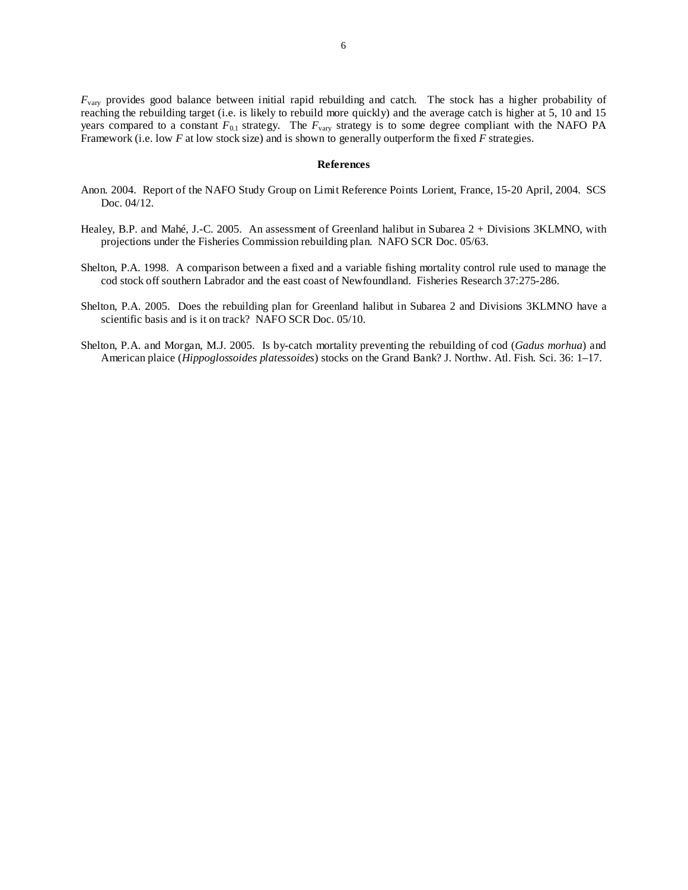$F_{vary}$ provides good balance between initial rapid rebuilding and catch. The stock has a higher probability of reaching the rebuilding target (i.e. is likely to rebuild more quickly) and the average catch is higher at 5, 10 and 15 years compared to a constant $F_{0.1}$ strategy. The $F_{vary}$ strategy is to some degree compliant with the NAFO PA Framework (i.e. low $F$ at low stock size) and is shown to generally outperform the fixed $F$ strategies.

## References

Anon. 2004. Report of the NAFO Study Group on Limit Reference Points Lorient, France, 15-20 April, 2004. SCS Doc. 04/12.

Healey, B.P. and Mahé, J.-C. 2005. An assessment of Greenland halibut in Subarea 2 + Divisions 3KLMNO, with projections under the Fisheries Commission rebuilding plan. NAFO SCR Doc. 05/63.

Shelton, P.A. 1998. A comparison between a fixed and a variable fishing mortality control rule used to manage the cod stock off southern Labrador and the east coast of Newfoundland. Fisheries Research 37:275-286.

Shelton, P.A. 2005. Does the rebuilding plan for Greenland halibut in Subarea 2 and Divisions 3KLMNO have a scientific basis and is it on track? NAFO SCR Doc. 05/10.

Shelton, P.A. and Morgan, M.J. 2005. Is by-catch mortality preventing the rebuilding of cod (*Gadus morhua*) and American plaice (*Hippoglossoides platessoides*) stocks on the Grand Bank? J. Northw. Atl. Fish. Sci. 36: 1–17.